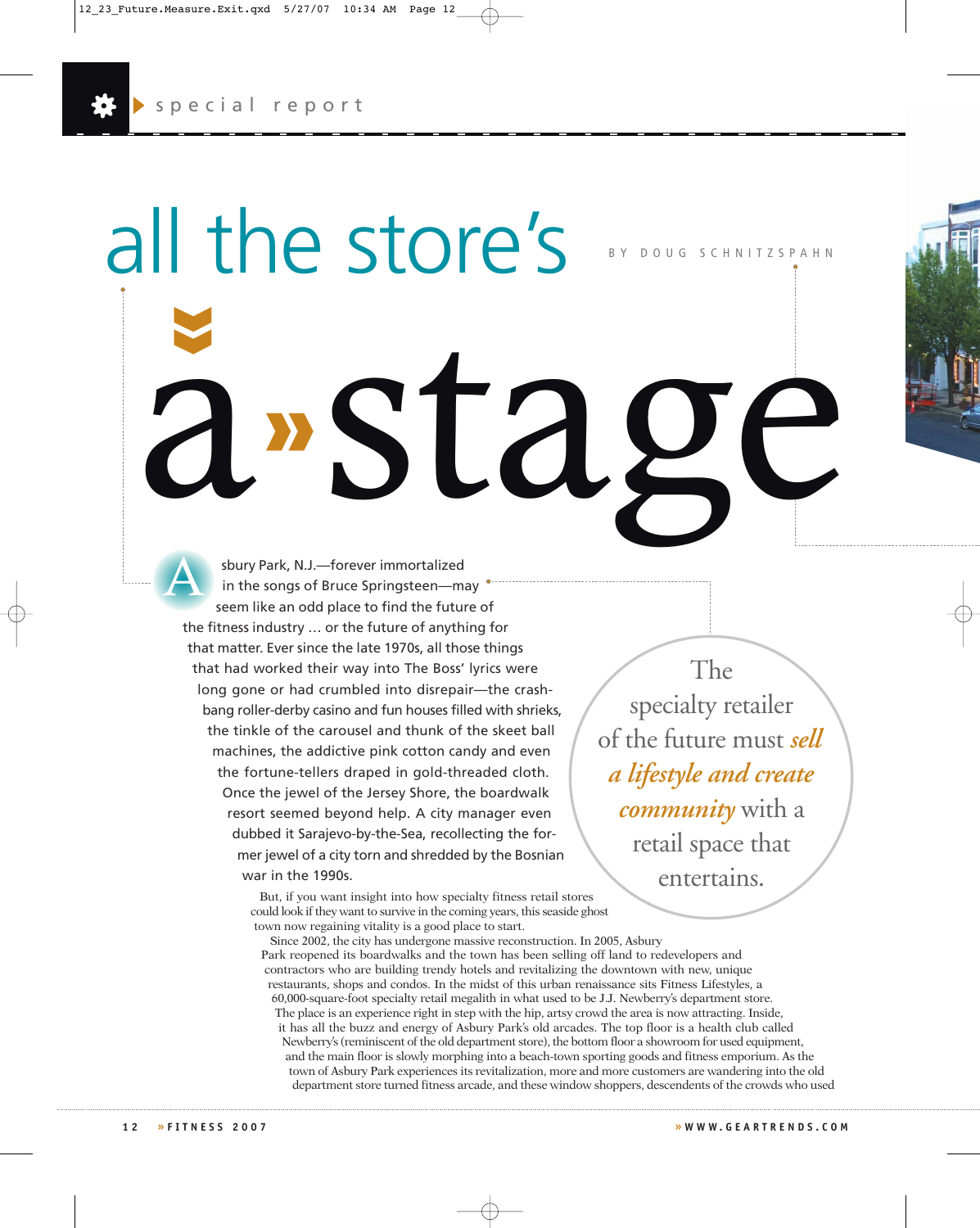special report

# all the store's a stage

BY DOUG SCHNITZSPAHN

Asbury Park, N.J.—forever immortalized in the songs of Bruce Springsteen—may seem like an odd place to find the future of the fitness industry … or the future of anything for that matter. Ever since the late 1970s, all those things that had worked their way into The Boss' lyrics were long gone or had crumbled into disrepair—the crash-bang roller-derby casino and fun houses filled with shrieks, the tinkle of the carousel and thunk of the skeet ball machines, the addictive pink cotton candy and even the fortune-tellers draped in gold-threaded cloth. Once the jewel of the Jersey Shore, the boardwalk resort seemed beyond help. A city manager even dubbed it Sarajevo-by-the-Sea, recollecting the former jewel of a city torn and shredded by the Bosnian war in the 1990s.

> The specialty retailer of the future must ***sell a lifestyle and create community*** with a retail space that entertains.

But, if you want insight into how specialty fitness retail stores could look if they want to survive in the coming years, this seaside ghost town now regaining vitality is a good place to start.

Since 2002, the city has undergone massive reconstruction. In 2005, Asbury Park reopened its boardwalks and the town has been selling off land to redevelopers and contractors who are building trendy hotels and revitalizing the downtown with new, unique restaurants, shops and condos. In the midst of this urban renaissance sits Fitness Lifestyles, a 60,000-square-foot specialty retail megalith in what used to be J.J. Newberry's department store. The place is an experience right in step with the hip, artsy crowd the area is now attracting. Inside, it has all the buzz and energy of Asbury Park's old arcades. The top floor is a health club called Newberry's (reminiscent of the old department store), the bottom floor a showroom for used equipment, and the main floor is slowly morphing into a beach-town sporting goods and fitness emporium. As the town of Asbury Park experiences its revitalization, more and more customers are wandering into the old department store turned fitness arcade, and these window shoppers, descendents of the crowds who used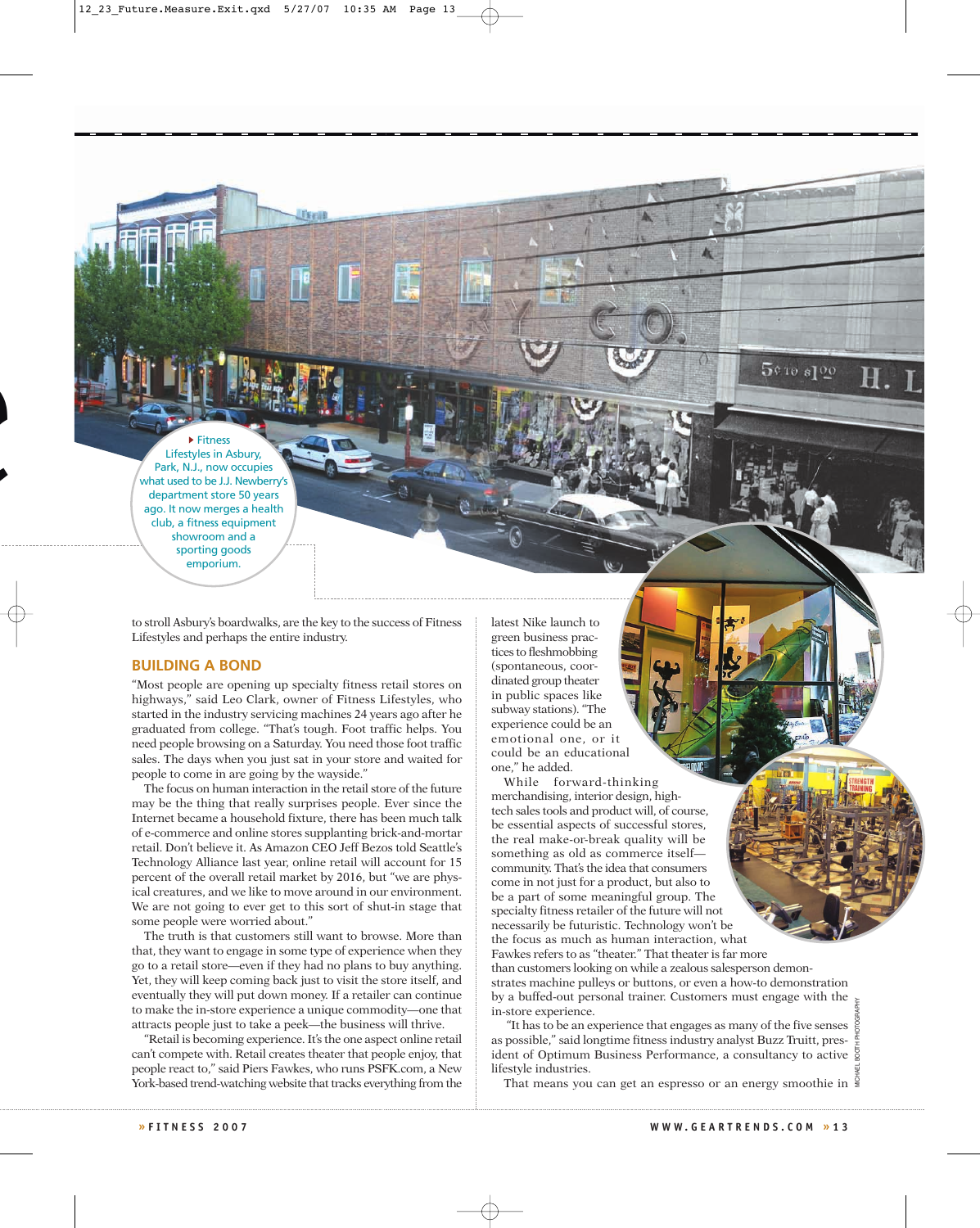▸ Fitness Lifestyles in Asbury, Park, N.J., now occupies what used to be J.J. Newberry's department store 50 years ago. It now merges a health club, a fitness equipment showroom and a sporting goods emporium.

to stroll Asbury's boardwalks, are the key to the success of Fitness Lifestyles and perhaps the entire industry.

## BUILDING A BOND

"Most people are opening up specialty fitness retail stores on highways," said Leo Clark, owner of Fitness Lifestyles, who started in the industry servicing machines 24 years ago after he graduated from college. "That's tough. Foot traffic helps. You need people browsing on a Saturday. You need those foot traffic sales. The days when you just sat in your store and waited for people to come in are going by the wayside."

The focus on human interaction in the retail store of the future may be the thing that really surprises people. Ever since the Internet became a household fixture, there has been much talk of e-commerce and online stores supplanting brick-and-mortar retail. Don't believe it. As Amazon CEO Jeff Bezos told Seattle's Technology Alliance last year, online retail will account for 15 percent of the overall retail market by 2016, but "we are physical creatures, and we like to move around in our environment. We are not going to ever get to this sort of shut-in stage that some people were worried about."

The truth is that customers still want to browse. More than that, they want to engage in some type of experience when they go to a retail store—even if they had no plans to buy anything. Yet, they will keep coming back just to visit the store itself, and eventually they will put down money. If a retailer can continue to make the in-store experience a unique commodity—one that attracts people just to take a peek—the business will thrive.

"Retail is becoming experience. It's the one aspect online retail can't compete with. Retail creates theater that people enjoy, that people react to," said Piers Fawkes, who runs PSFK.com, a New York-based trend-watching website that tracks everything from the latest Nike launch to green business practices to fleshmobbing (spontaneous, coordinated group theater in public spaces like subway stations). "The experience could be an emotional one, or it could be an educational one," he added.

While forward-thinking merchandising, interior design, high-tech sales tools and product will, of course, be essential aspects of successful stores, the real make-or-break quality will be something as old as commerce itself—community. That's the idea that consumers come in not just for a product, but also to be a part of some meaningful group. The specialty fitness retailer of the future will not necessarily be futuristic. Technology won't be the focus as much as human interaction, what Fawkes refers to as "theater." That theater is far more than customers looking on while a zealous salesperson demonstrates machine pulleys or buttons, or even a how-to demonstration by a buffed-out personal trainer. Customers must engage with the in-store experience.

"It has to be an experience that engages as many of the five senses as possible," said longtime fitness industry analyst Buzz Truitt, president of Optimum Business Performance, a consultancy to active lifestyle industries.

That means you can get an espresso or an energy smoothie in

MICHAEL BOOTH PHOTOGRAPHY